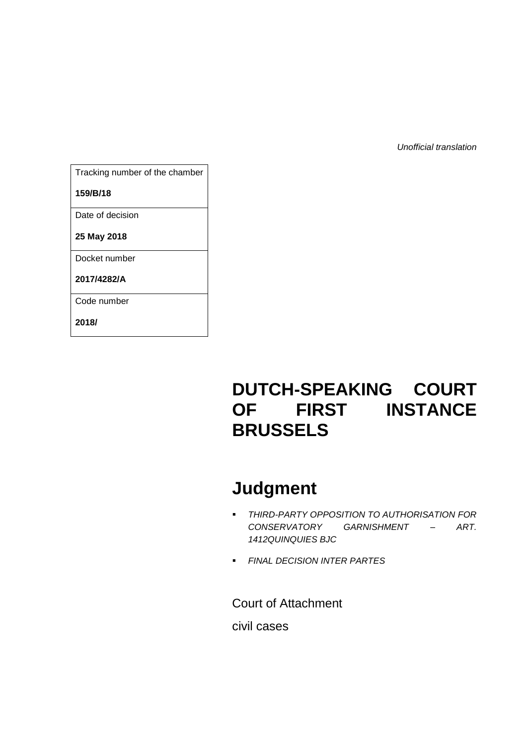*Unofficial translation*

| |
|---|
| Tracking number of the chamber |
| **159/B/18** |
| Date of decision |
| **25 May 2018** |
| Docket number |
| **2017/4282/A** |
| Code number |
| **2018/** |

# DUTCH-SPEAKING COURT OF FIRST INSTANCE BRUSSELS

# Judgment

- *THIRD-PARTY OPPOSITION TO AUTHORISATION FOR CONSERVATORY GARNISHMENT – ART. 1412QUINQUIES BJC*
- *FINAL DECISION INTER PARTES*

Court of Attachment

civil cases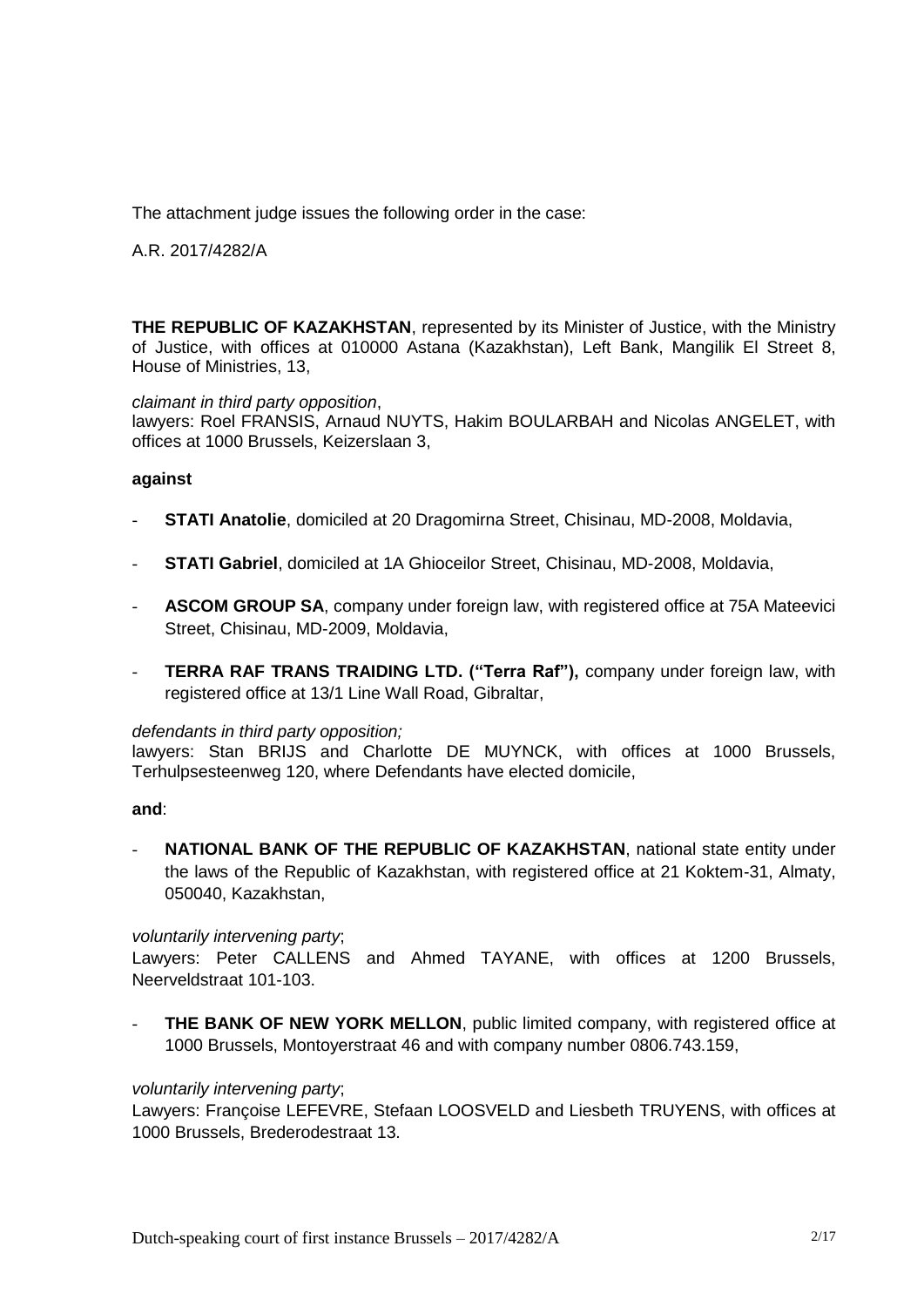The attachment judge issues the following order in the case:

A.R. 2017/4282/A

**THE REPUBLIC OF KAZAKHSTAN**, represented by its Minister of Justice, with the Ministry of Justice, with offices at 010000 Astana (Kazakhstan), Left Bank, Mangilik El Street 8, House of Ministries, 13,

*claimant in third party opposition*,
lawyers: Roel FRANSIS, Arnaud NUYTS, Hakim BOULARBAH and Nicolas ANGELET, with offices at 1000 Brussels, Keizerslaan 3,

**against**

- **STATI Anatolie**, domiciled at 20 Dragomirna Street, Chisinau, MD-2008, Moldavia,
- **STATI Gabriel**, domiciled at 1A Ghioceilor Street, Chisinau, MD-2008, Moldavia,
- **ASCOM GROUP SA**, company under foreign law, with registered office at 75A Mateevici Street, Chisinau, MD-2009, Moldavia,
- **TERRA RAF TRANS TRAIDING LTD. ("Terra Raf"),** company under foreign law, with registered office at 13/1 Line Wall Road, Gibraltar,

*defendants in third party opposition;*
lawyers: Stan BRIJS and Charlotte DE MUYNCK, with offices at 1000 Brussels, Terhulpsesteenweg 120, where Defendants have elected domicile,

**and**:

- **NATIONAL BANK OF THE REPUBLIC OF KAZAKHSTAN**, national state entity under the laws of the Republic of Kazakhstan, with registered office at 21 Koktem-31, Almaty, 050040, Kazakhstan,

*voluntarily intervening party*;
Lawyers: Peter CALLENS and Ahmed TAYANE, with offices at 1200 Brussels, Neerveldstraat 101-103.

- **THE BANK OF NEW YORK MELLON**, public limited company, with registered office at 1000 Brussels, Montoyerstraat 46 and with company number 0806.743.159,

*voluntarily intervening party*;
Lawyers: Françoise LEFEVRE, Stefaan LOOSVELD and Liesbeth TRUYENS, with offices at 1000 Brussels, Brederodestraat 13.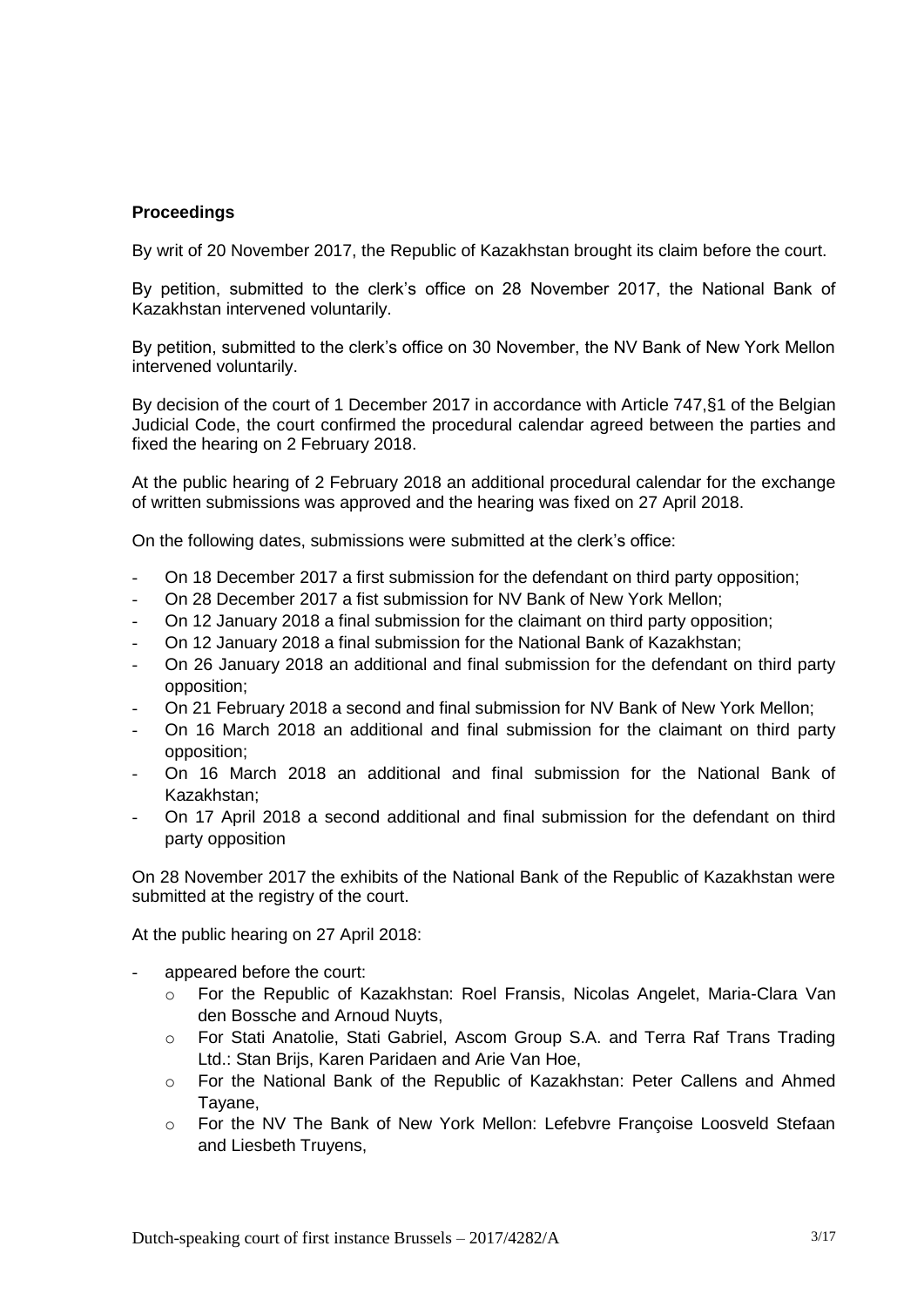**Proceedings**

By writ of 20 November 2017, the Republic of Kazakhstan brought its claim before the court.

By petition, submitted to the clerk's office on 28 November 2017, the National Bank of Kazakhstan intervened voluntarily.

By petition, submitted to the clerk's office on 30 November, the NV Bank of New York Mellon intervened voluntarily.

By decision of the court of 1 December 2017 in accordance with Article 747,§1 of the Belgian Judicial Code, the court confirmed the procedural calendar agreed between the parties and fixed the hearing on 2 February 2018.

At the public hearing of 2 February 2018 an additional procedural calendar for the exchange of written submissions was approved and the hearing was fixed on 27 April 2018.

On the following dates, submissions were submitted at the clerk's office:

- On 18 December 2017 a first submission for the defendant on third party opposition;
- On 28 December 2017 a fist submission for NV Bank of New York Mellon;
- On 12 January 2018 a final submission for the claimant on third party opposition;
- On 12 January 2018 a final submission for the National Bank of Kazakhstan;
- On 26 January 2018 an additional and final submission for the defendant on third party opposition;
- On 21 February 2018 a second and final submission for NV Bank of New York Mellon;
- On 16 March 2018 an additional and final submission for the claimant on third party opposition;
- On 16 March 2018 an additional and final submission for the National Bank of Kazakhstan;
- On 17 April 2018 a second additional and final submission for the defendant on third party opposition

On 28 November 2017 the exhibits of the National Bank of the Republic of Kazakhstan were submitted at the registry of the court.

At the public hearing on 27 April 2018:

- appeared before the court:
  - For the Republic of Kazakhstan: Roel Fransis, Nicolas Angelet, Maria-Clara Van den Bossche and Arnoud Nuyts,
  - For Stati Anatolie, Stati Gabriel, Ascom Group S.A. and Terra Raf Trans Trading Ltd.: Stan Brijs, Karen Paridaen and Arie Van Hoe,
  - For the National Bank of the Republic of Kazakhstan: Peter Callens and Ahmed Tayane,
  - For the NV The Bank of New York Mellon: Lefebvre Françoise Loosveld Stefaan and Liesbeth Truyens,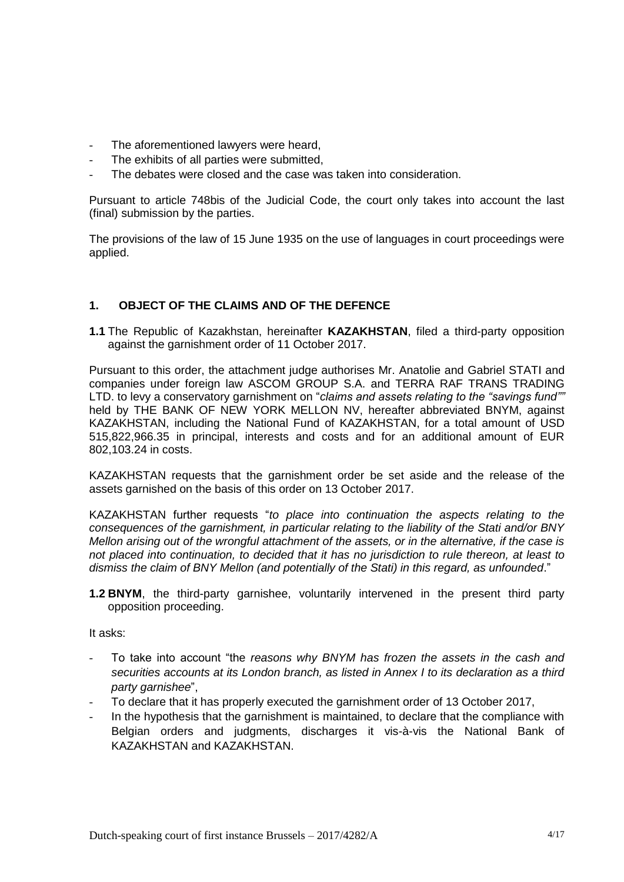- The aforementioned lawyers were heard,
- The exhibits of all parties were submitted,
- The debates were closed and the case was taken into consideration.

Pursuant to article 748bis of the Judicial Code, the court only takes into account the last (final) submission by the parties.

The provisions of the law of 15 June 1935 on the use of languages in court proceedings were applied.

## 1. OBJECT OF THE CLAIMS AND OF THE DEFENCE

**1.1** The Republic of Kazakhstan, hereinafter **KAZAKHSTAN**, filed a third-party opposition against the garnishment order of 11 October 2017.

Pursuant to this order, the attachment judge authorises Mr. Anatolie and Gabriel STATI and companies under foreign law ASCOM GROUP S.A. and TERRA RAF TRANS TRADING LTD. to levy a conservatory garnishment on "*claims and assets relating to the "savings fund""* held by THE BANK OF NEW YORK MELLON NV, hereafter abbreviated BNYM, against KAZAKHSTAN, including the National Fund of KAZAKHSTAN, for a total amount of USD 515,822,966.35 in principal, interests and costs and for an additional amount of EUR 802,103.24 in costs.

KAZAKHSTAN requests that the garnishment order be set aside and the release of the assets garnished on the basis of this order on 13 October 2017.

KAZAKHSTAN further requests "*to place into continuation the aspects relating to the consequences of the garnishment, in particular relating to the liability of the Stati and/or BNY Mellon arising out of the wrongful attachment of the assets, or in the alternative, if the case is not placed into continuation, to decided that it has no jurisdiction to rule thereon, at least to dismiss the claim of BNY Mellon (and potentially of the Stati) in this regard, as unfounded*."

**1.2 BNYM**, the third-party garnishee, voluntarily intervened in the present third party opposition proceeding.

It asks:

- To take into account "the *reasons why BNYM has frozen the assets in the cash and securities accounts at its London branch, as listed in Annex I to its declaration as a third party garnishee*",
- To declare that it has properly executed the garnishment order of 13 October 2017,
- In the hypothesis that the garnishment is maintained, to declare that the compliance with Belgian orders and judgments, discharges it vis-à-vis the National Bank of KAZAKHSTAN and KAZAKHSTAN.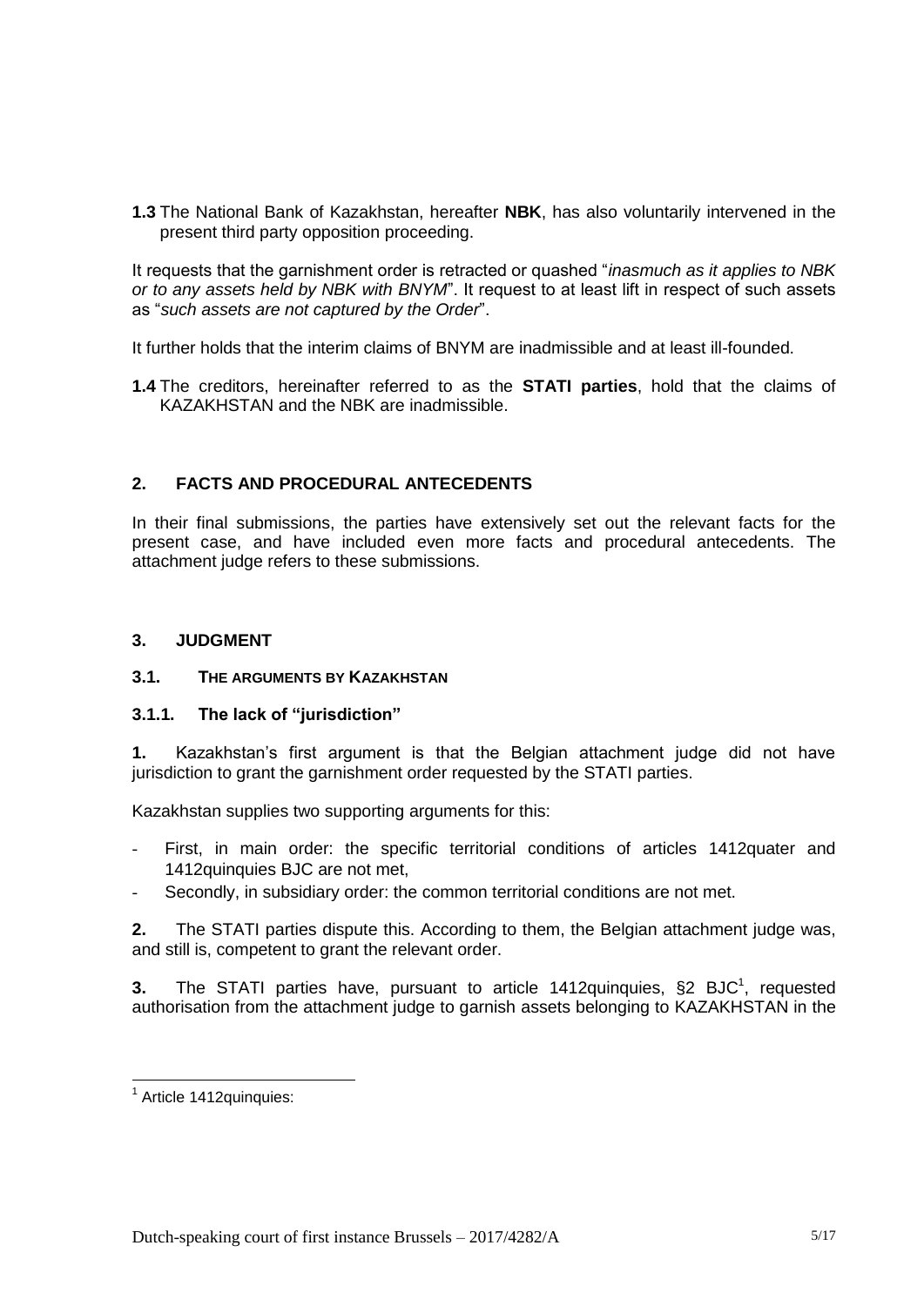**1.3** The National Bank of Kazakhstan, hereafter **NBK**, has also voluntarily intervened in the present third party opposition proceeding.

It requests that the garnishment order is retracted or quashed "*inasmuch as it applies to NBK or to any assets held by NBK with BNYM*". It request to at least lift in respect of such assets as "*such assets are not captured by the Order*".

It further holds that the interim claims of BNYM are inadmissible and at least ill-founded.

**1.4** The creditors, hereinafter referred to as the **STATI parties**, hold that the claims of KAZAKHSTAN and the NBK are inadmissible.

## 2. FACTS AND PROCEDURAL ANTECEDENTS

In their final submissions, the parties have extensively set out the relevant facts for the present case, and have included even more facts and procedural antecedents. The attachment judge refers to these submissions.

## 3. JUDGMENT

### 3.1. THE ARGUMENTS BY KAZAKHSTAN

#### 3.1.1. The lack of "jurisdiction"

**1.** Kazakhstan's first argument is that the Belgian attachment judge did not have jurisdiction to grant the garnishment order requested by the STATI parties.

Kazakhstan supplies two supporting arguments for this:

- First, in main order: the specific territorial conditions of articles 1412quater and 1412quinquies BJC are not met,
- Secondly, in subsidiary order: the common territorial conditions are not met.

**2.** The STATI parties dispute this. According to them, the Belgian attachment judge was, and still is, competent to grant the relevant order.

**3.** The STATI parties have, pursuant to article 1412quinquies, §2 BJC[1], requested authorisation from the attachment judge to garnish assets belonging to KAZAKHSTAN in the

[1] Article 1412quinquies: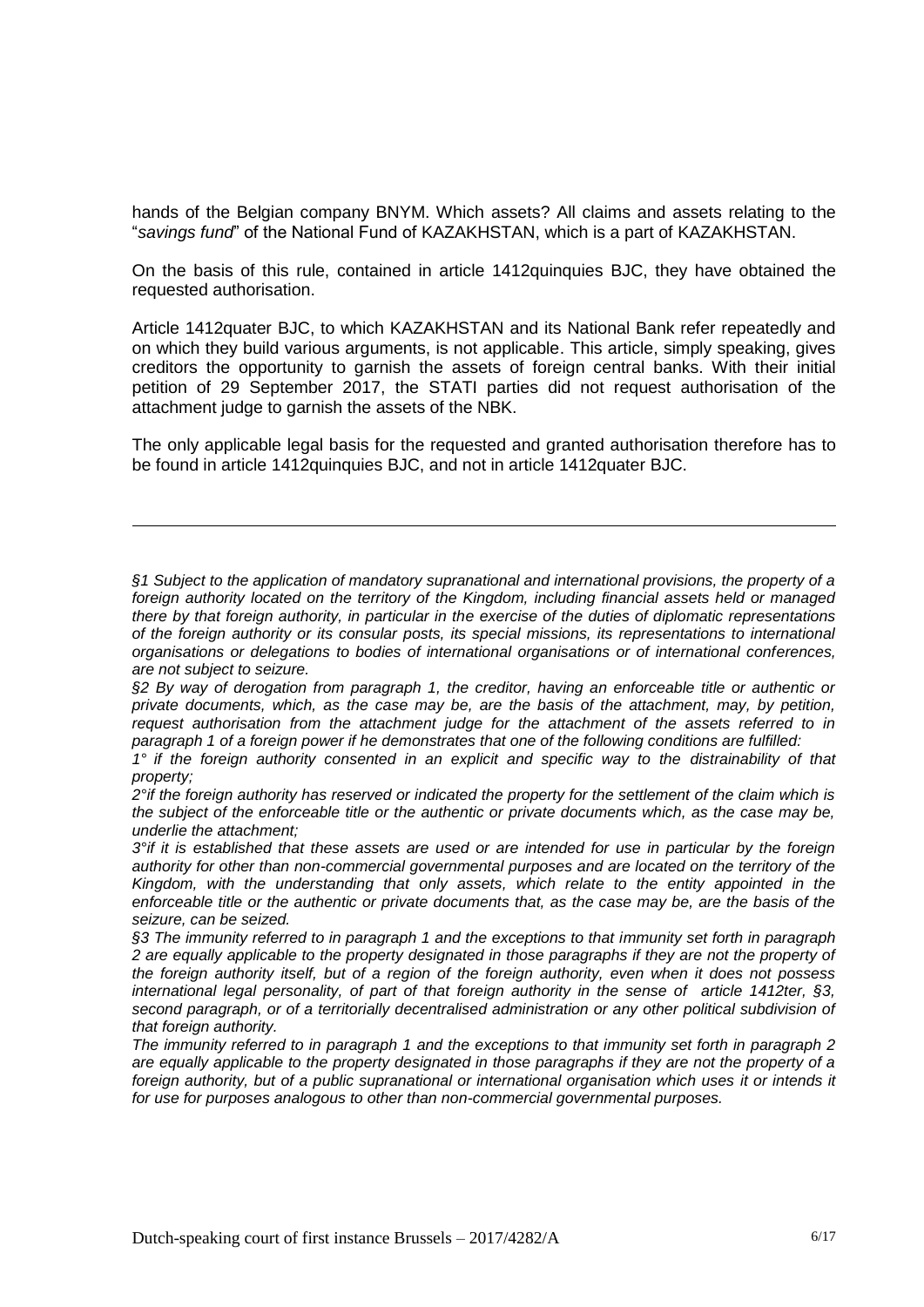hands of the Belgian company BNYM. Which assets? All claims and assets relating to the "*savings fund*" of the National Fund of KAZAKHSTAN, which is a part of KAZAKHSTAN.

On the basis of this rule, contained in article 1412quinquies BJC, they have obtained the requested authorisation.

Article 1412quater BJC, to which KAZAKHSTAN and its National Bank refer repeatedly and on which they build various arguments, is not applicable. This article, simply speaking, gives creditors the opportunity to garnish the assets of foreign central banks. With their initial petition of 29 September 2017, the STATI parties did not request authorisation of the attachment judge to garnish the assets of the NBK.

The only applicable legal basis for the requested and granted authorisation therefore has to be found in article 1412quinquies BJC, and not in article 1412quater BJC.

---

*§1 Subject to the application of mandatory supranational and international provisions, the property of a foreign authority located on the territory of the Kingdom, including financial assets held or managed there by that foreign authority, in particular in the exercise of the duties of diplomatic representations of the foreign authority or its consular posts, its special missions, its representations to international organisations or delegations to bodies of international organisations or of international conferences, are not subject to seizure.*

*§2 By way of derogation from paragraph 1, the creditor, having an enforceable title or authentic or private documents, which, as the case may be, are the basis of the attachment, may, by petition, request authorisation from the attachment judge for the attachment of the assets referred to in paragraph 1 of a foreign power if he demonstrates that one of the following conditions are fulfilled:*

*1° if the foreign authority consented in an explicit and specific way to the distrainability of that property;*

*2°if the foreign authority has reserved or indicated the property for the settlement of the claim which is the subject of the enforceable title or the authentic or private documents which, as the case may be, underlie the attachment;*

*3°if it is established that these assets are used or are intended for use in particular by the foreign authority for other than non-commercial governmental purposes and are located on the territory of the Kingdom, with the understanding that only assets, which relate to the entity appointed in the enforceable title or the authentic or private documents that, as the case may be, are the basis of the seizure, can be seized.*

*§3 The immunity referred to in paragraph 1 and the exceptions to that immunity set forth in paragraph 2 are equally applicable to the property designated in those paragraphs if they are not the property of the foreign authority itself, but of a region of the foreign authority, even when it does not possess international legal personality, of part of that foreign authority in the sense of article 1412ter, §3, second paragraph, or of a territorially decentralised administration or any other political subdivision of that foreign authority.*

*The immunity referred to in paragraph 1 and the exceptions to that immunity set forth in paragraph 2 are equally applicable to the property designated in those paragraphs if they are not the property of a foreign authority, but of a public supranational or international organisation which uses it or intends it for use for purposes analogous to other than non-commercial governmental purposes.*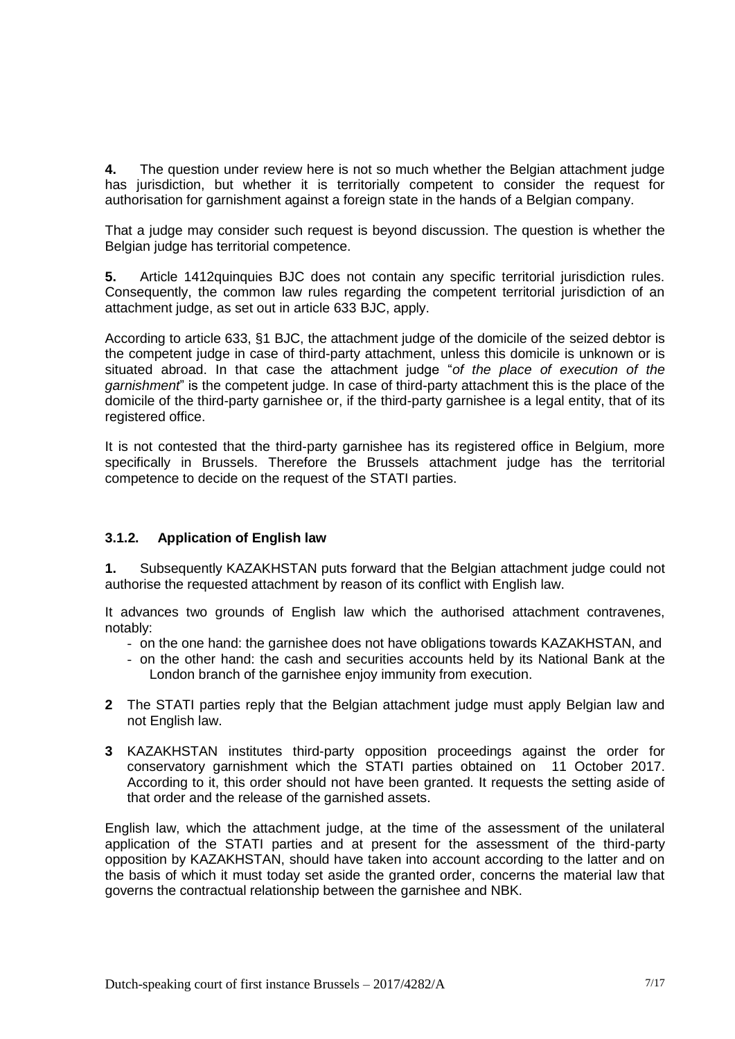**4.** The question under review here is not so much whether the Belgian attachment judge has jurisdiction, but whether it is territorially competent to consider the request for authorisation for garnishment against a foreign state in the hands of a Belgian company.

That a judge may consider such request is beyond discussion. The question is whether the Belgian judge has territorial competence.

**5.** Article 1412quinquies BJC does not contain any specific territorial jurisdiction rules. Consequently, the common law rules regarding the competent territorial jurisdiction of an attachment judge, as set out in article 633 BJC, apply.

According to article 633, §1 BJC, the attachment judge of the domicile of the seized debtor is the competent judge in case of third-party attachment, unless this domicile is unknown or is situated abroad. In that case the attachment judge "*of the place of execution of the garnishment*" is the competent judge. In case of third-party attachment this is the place of the domicile of the third-party garnishee or, if the third-party garnishee is a legal entity, that of its registered office.

It is not contested that the third-party garnishee has its registered office in Belgium, more specifically in Brussels. Therefore the Brussels attachment judge has the territorial competence to decide on the request of the STATI parties.

### 3.1.2. Application of English law

**1.** Subsequently KAZAKHSTAN puts forward that the Belgian attachment judge could not authorise the requested attachment by reason of its conflict with English law.

It advances two grounds of English law which the authorised attachment contravenes, notably:

- on the one hand: the garnishee does not have obligations towards KAZAKHSTAN, and
- on the other hand: the cash and securities accounts held by its National Bank at the London branch of the garnishee enjoy immunity from execution.

**2** The STATI parties reply that the Belgian attachment judge must apply Belgian law and not English law.

**3** KAZAKHSTAN institutes third-party opposition proceedings against the order for conservatory garnishment which the STATI parties obtained on 11 October 2017. According to it, this order should not have been granted. It requests the setting aside of that order and the release of the garnished assets.

English law, which the attachment judge, at the time of the assessment of the unilateral application of the STATI parties and at present for the assessment of the third-party opposition by KAZAKHSTAN, should have taken into account according to the latter and on the basis of which it must today set aside the granted order, concerns the material law that governs the contractual relationship between the garnishee and NBK.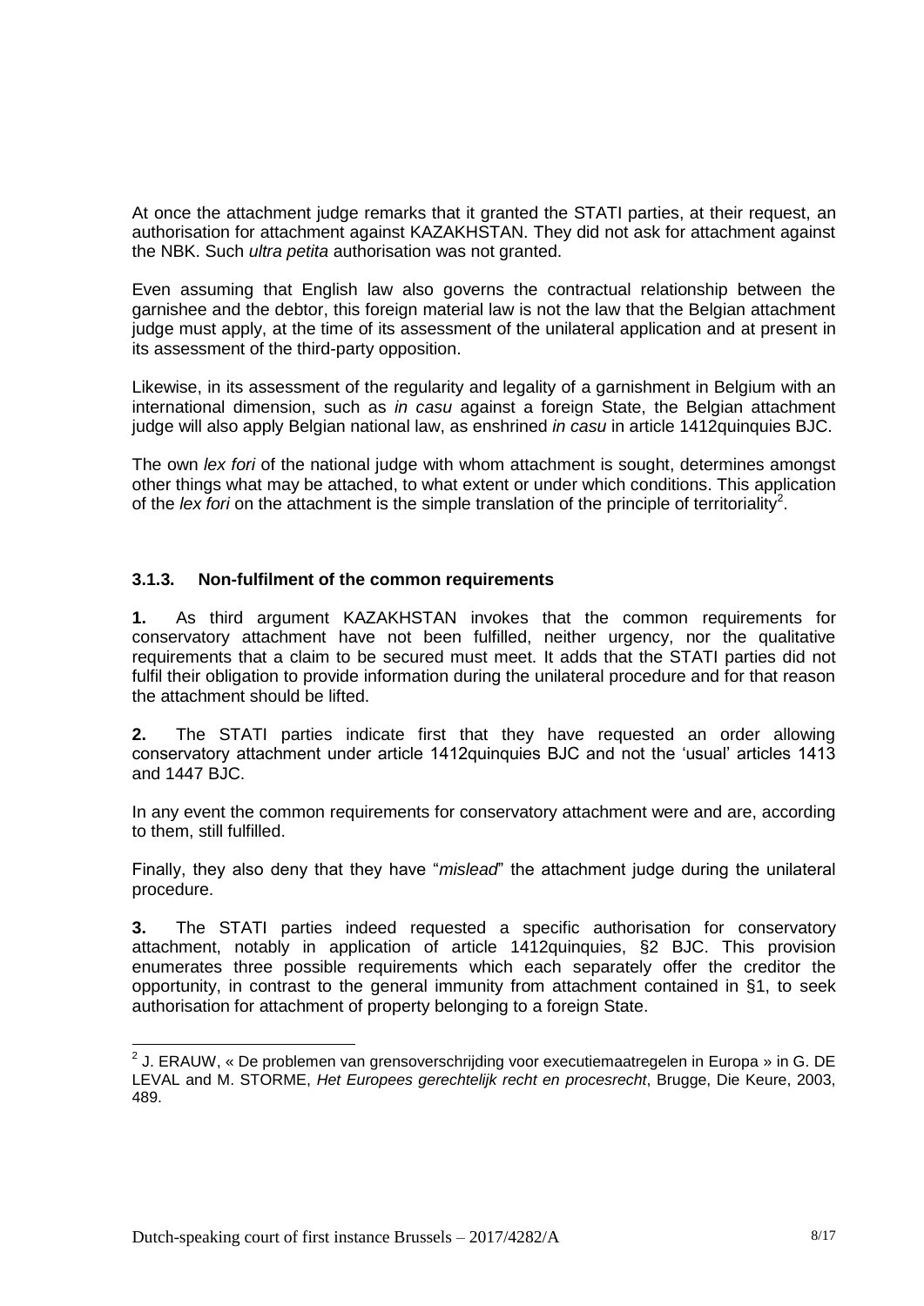At once the attachment judge remarks that it granted the STATI parties, at their request, an authorisation for attachment against KAZAKHSTAN. They did not ask for attachment against the NBK. Such *ultra petita* authorisation was not granted.

Even assuming that English law also governs the contractual relationship between the garnishee and the debtor, this foreign material law is not the law that the Belgian attachment judge must apply, at the time of its assessment of the unilateral application and at present in its assessment of the third-party opposition.

Likewise, in its assessment of the regularity and legality of a garnishment in Belgium with an international dimension, such as *in casu* against a foreign State, the Belgian attachment judge will also apply Belgian national law, as enshrined *in casu* in article 1412quinquies BJC.

The own *lex fori* of the national judge with whom attachment is sought, determines amongst other things what may be attached, to what extent or under which conditions. This application of the *lex fori* on the attachment is the simple translation of the principle of territoriality[2].

### 3.1.3. Non-fulfilment of the common requirements

**1.** As third argument KAZAKHSTAN invokes that the common requirements for conservatory attachment have not been fulfilled, neither urgency, nor the qualitative requirements that a claim to be secured must meet. It adds that the STATI parties did not fulfil their obligation to provide information during the unilateral procedure and for that reason the attachment should be lifted.

**2.** The STATI parties indicate first that they have requested an order allowing conservatory attachment under article 1412quinquies BJC and not the 'usual' articles 1413 and 1447 BJC.

In any event the common requirements for conservatory attachment were and are, according to them, still fulfilled.

Finally, they also deny that they have "*mislead*" the attachment judge during the unilateral procedure.

**3.** The STATI parties indeed requested a specific authorisation for conservatory attachment, notably in application of article 1412quinquies, §2 BJC. This provision enumerates three possible requirements which each separately offer the creditor the opportunity, in contrast to the general immunity from attachment contained in §1, to seek authorisation for attachment of property belonging to a foreign State.

---

[2] J. ERAUW, « De problemen van grensoverschrijding voor executiemaatregelen in Europa » in G. DE LEVAL and M. STORME, *Het Europees gerechtelijk recht en procesrecht*, Brugge, Die Keure, 2003, 489.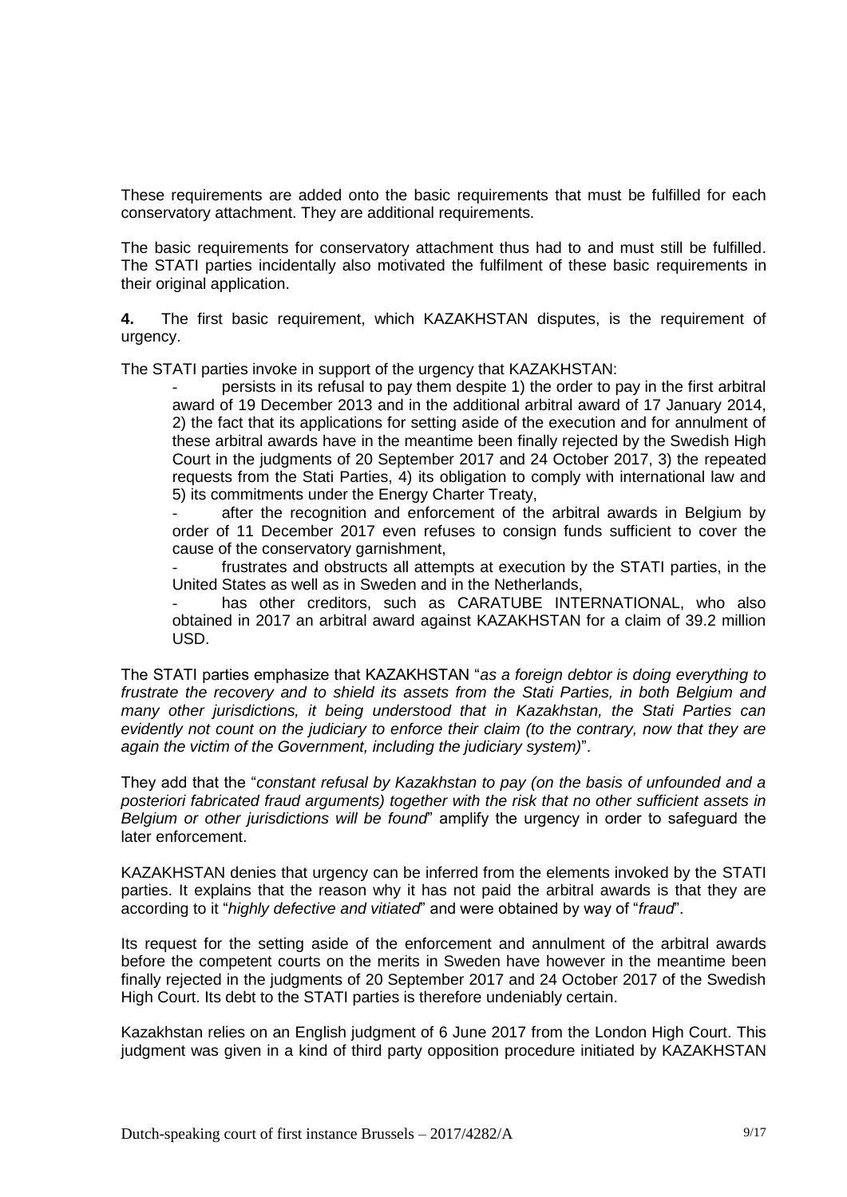These requirements are added onto the basic requirements that must be fulfilled for each conservatory attachment. They are additional requirements.

The basic requirements for conservatory attachment thus had to and must still be fulfilled. The STATI parties incidentally also motivated the fulfilment of these basic requirements in their original application.

**4.** The first basic requirement, which KAZAKHSTAN disputes, is the requirement of urgency.

The STATI parties invoke in support of the urgency that KAZAKHSTAN:

- persists in its refusal to pay them despite 1) the order to pay in the first arbitral award of 19 December 2013 and in the additional arbitral award of 17 January 2014, 2) the fact that its applications for setting aside of the execution and for annulment of these arbitral awards have in the meantime been finally rejected by the Swedish High Court in the judgments of 20 September 2017 and 24 October 2017, 3) the repeated requests from the Stati Parties, 4) its obligation to comply with international law and 5) its commitments under the Energy Charter Treaty,
- after the recognition and enforcement of the arbitral awards in Belgium by order of 11 December 2017 even refuses to consign funds sufficient to cover the cause of the conservatory garnishment,
- frustrates and obstructs all attempts at execution by the STATI parties, in the United States as well as in Sweden and in the Netherlands,
- has other creditors, such as CARATUBE INTERNATIONAL, who also obtained in 2017 an arbitral award against KAZAKHSTAN for a claim of 39.2 million USD.

The STATI parties emphasize that KAZAKHSTAN "*as a foreign debtor is doing everything to frustrate the recovery and to shield its assets from the Stati Parties, in both Belgium and many other jurisdictions, it being understood that in Kazakhstan, the Stati Parties can evidently not count on the judiciary to enforce their claim (to the contrary, now that they are again the victim of the Government, including the judiciary system)*".

They add that the "*constant refusal by Kazakhstan to pay (on the basis of unfounded and a posteriori fabricated fraud arguments) together with the risk that no other sufficient assets in Belgium or other jurisdictions will be found*" amplify the urgency in order to safeguard the later enforcement.

KAZAKHSTAN denies that urgency can be inferred from the elements invoked by the STATI parties. It explains that the reason why it has not paid the arbitral awards is that they are according to it "*highly defective and vitiated*" and were obtained by way of "*fraud*".

Its request for the setting aside of the enforcement and annulment of the arbitral awards before the competent courts on the merits in Sweden have however in the meantime been finally rejected in the judgments of 20 September 2017 and 24 October 2017 of the Swedish High Court. Its debt to the STATI parties is therefore undeniably certain.

Kazakhstan relies on an English judgment of 6 June 2017 from the London High Court. This judgment was given in a kind of third party opposition procedure initiated by KAZAKHSTAN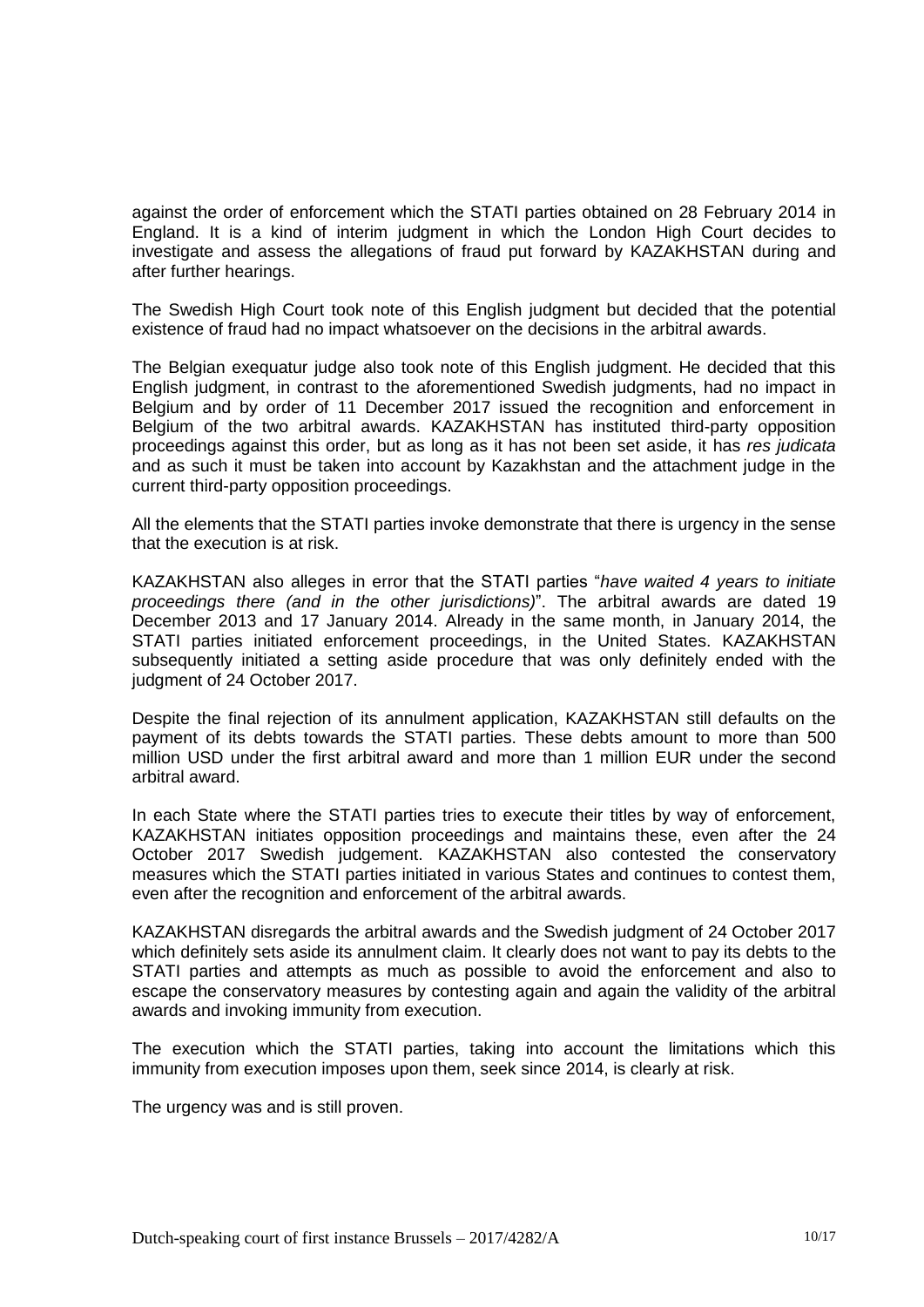against the order of enforcement which the STATI parties obtained on 28 February 2014 in England. It is a kind of interim judgment in which the London High Court decides to investigate and assess the allegations of fraud put forward by KAZAKHSTAN during and after further hearings.

The Swedish High Court took note of this English judgment but decided that the potential existence of fraud had no impact whatsoever on the decisions in the arbitral awards.

The Belgian exequatur judge also took note of this English judgment. He decided that this English judgment, in contrast to the aforementioned Swedish judgments, had no impact in Belgium and by order of 11 December 2017 issued the recognition and enforcement in Belgium of the two arbitral awards. KAZAKHSTAN has instituted third-party opposition proceedings against this order, but as long as it has not been set aside, it has *res judicata* and as such it must be taken into account by Kazakhstan and the attachment judge in the current third-party opposition proceedings.

All the elements that the STATI parties invoke demonstrate that there is urgency in the sense that the execution is at risk.

KAZAKHSTAN also alleges in error that the STATI parties "*have waited 4 years to initiate proceedings there (and in the other jurisdictions)*". The arbitral awards are dated 19 December 2013 and 17 January 2014. Already in the same month, in January 2014, the STATI parties initiated enforcement proceedings, in the United States. KAZAKHSTAN subsequently initiated a setting aside procedure that was only definitely ended with the judgment of 24 October 2017.

Despite the final rejection of its annulment application, KAZAKHSTAN still defaults on the payment of its debts towards the STATI parties. These debts amount to more than 500 million USD under the first arbitral award and more than 1 million EUR under the second arbitral award.

In each State where the STATI parties tries to execute their titles by way of enforcement, KAZAKHSTAN initiates opposition proceedings and maintains these, even after the 24 October 2017 Swedish judgement. KAZAKHSTAN also contested the conservatory measures which the STATI parties initiated in various States and continues to contest them, even after the recognition and enforcement of the arbitral awards.

KAZAKHSTAN disregards the arbitral awards and the Swedish judgment of 24 October 2017 which definitely sets aside its annulment claim. It clearly does not want to pay its debts to the STATI parties and attempts as much as possible to avoid the enforcement and also to escape the conservatory measures by contesting again and again the validity of the arbitral awards and invoking immunity from execution.

The execution which the STATI parties, taking into account the limitations which this immunity from execution imposes upon them, seek since 2014, is clearly at risk.

The urgency was and is still proven.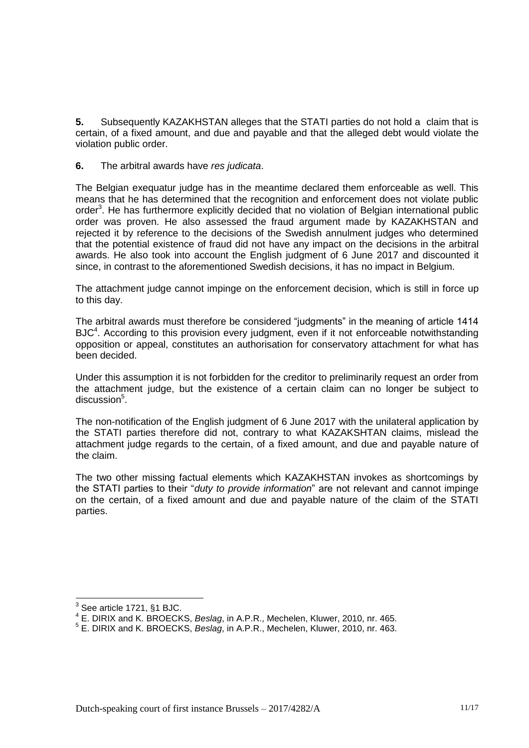**5.** Subsequently KAZAKHSTAN alleges that the STATI parties do not hold a claim that is certain, of a fixed amount, and due and payable and that the alleged debt would violate the violation public order.

**6.** The arbitral awards have *res judicata*.

The Belgian exequatur judge has in the meantime declared them enforceable as well. This means that he has determined that the recognition and enforcement does not violate public order[3]. He has furthermore explicitly decided that no violation of Belgian international public order was proven. He also assessed the fraud argument made by KAZAKHSTAN and rejected it by reference to the decisions of the Swedish annulment judges who determined that the potential existence of fraud did not have any impact on the decisions in the arbitral awards. He also took into account the English judgment of 6 June 2017 and discounted it since, in contrast to the aforementioned Swedish decisions, it has no impact in Belgium.

The attachment judge cannot impinge on the enforcement decision, which is still in force up to this day.

The arbitral awards must therefore be considered "judgments" in the meaning of article 1414 BJC[4]. According to this provision every judgment, even if it not enforceable notwithstanding opposition or appeal, constitutes an authorisation for conservatory attachment for what has been decided.

Under this assumption it is not forbidden for the creditor to preliminarily request an order from the attachment judge, but the existence of a certain claim can no longer be subject to discussion[5].

The non-notification of the English judgment of 6 June 2017 with the unilateral application by the STATI parties therefore did not, contrary to what KAZAKSHTAN claims, mislead the attachment judge regards to the certain, of a fixed amount, and due and payable nature of the claim.

The two other missing factual elements which KAZAKHSTAN invokes as shortcomings by the STATI parties to their "*duty to provide information*" are not relevant and cannot impinge on the certain, of a fixed amount and due and payable nature of the claim of the STATI parties.

---

[3] See article 1721, §1 BJC.

[4] E. DIRIX and K. BROECKS, *Beslag*, in A.P.R., Mechelen, Kluwer, 2010, nr. 465.

[5] E. DIRIX and K. BROECKS, *Beslag*, in A.P.R., Mechelen, Kluwer, 2010, nr. 463.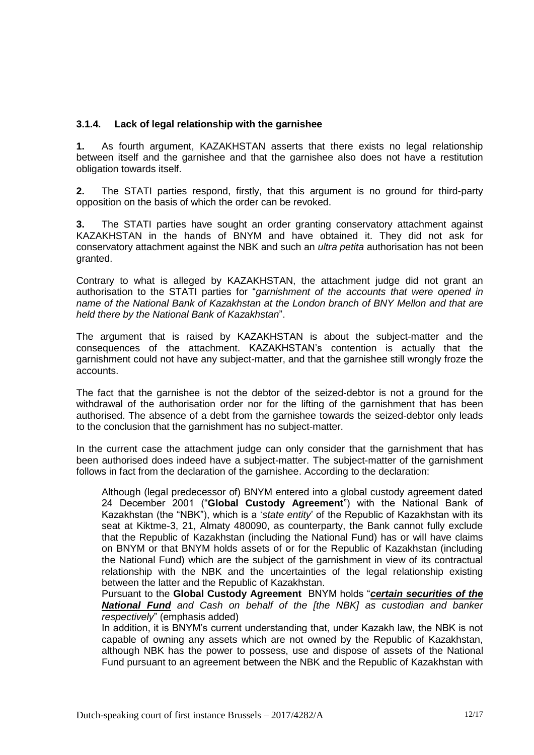### 3.1.4. Lack of legal relationship with the garnishee

**1.** As fourth argument, KAZAKHSTAN asserts that there exists no legal relationship between itself and the garnishee and that the garnishee also does not have a restitution obligation towards itself.

**2.** The STATI parties respond, firstly, that this argument is no ground for third-party opposition on the basis of which the order can be revoked.

**3.** The STATI parties have sought an order granting conservatory attachment against KAZAKHSTAN in the hands of BNYM and have obtained it. They did not ask for conservatory attachment against the NBK and such an *ultra petita* authorisation has not been granted.

Contrary to what is alleged by KAZAKHSTAN, the attachment judge did not grant an authorisation to the STATI parties for "*garnishment of the accounts that were opened in name of the National Bank of Kazakhstan at the London branch of BNY Mellon and that are held there by the National Bank of Kazakhstan*".

The argument that is raised by KAZAKHSTAN is about the subject-matter and the consequences of the attachment. KAZAKHSTAN's contention is actually that the garnishment could not have any subject-matter, and that the garnishee still wrongly froze the accounts.

The fact that the garnishee is not the debtor of the seized-debtor is not a ground for the withdrawal of the authorisation order nor for the lifting of the garnishment that has been authorised. The absence of a debt from the garnishee towards the seized-debtor only leads to the conclusion that the garnishment has no subject-matter.

In the current case the attachment judge can only consider that the garnishment that has been authorised does indeed have a subject-matter. The subject-matter of the garnishment follows in fact from the declaration of the garnishee. According to the declaration:

> Although (legal predecessor of) BNYM entered into a global custody agreement dated 24 December 2001 ("**Global Custody Agreement**") with the National Bank of Kazakhstan (the "NBK"), which is a '*state entity*' of the Republic of Kazakhstan with its seat at Kiktme-3, 21, Almaty 480090, as counterparty, the Bank cannot fully exclude that the Republic of Kazakhstan (including the National Fund) has or will have claims on BNYM or that BNYM holds assets of or for the Republic of Kazakhstan (including the National Fund) which are the subject of the garnishment in view of its contractual relationship with the NBK and the uncertainties of the legal relationship existing between the latter and the Republic of Kazakhstan.
>
> Pursuant to the **Global Custody Agreement** BNYM holds "***certain securities of the National Fund*** *and Cash on behalf of the [the NBK] as custodian and banker respectively*" (emphasis added)
>
> In addition, it is BNYM's current understanding that, under Kazakh law, the NBK is not capable of owning any assets which are not owned by the Republic of Kazakhstan, although NBK has the power to possess, use and dispose of assets of the National Fund pursuant to an agreement between the NBK and the Republic of Kazakhstan with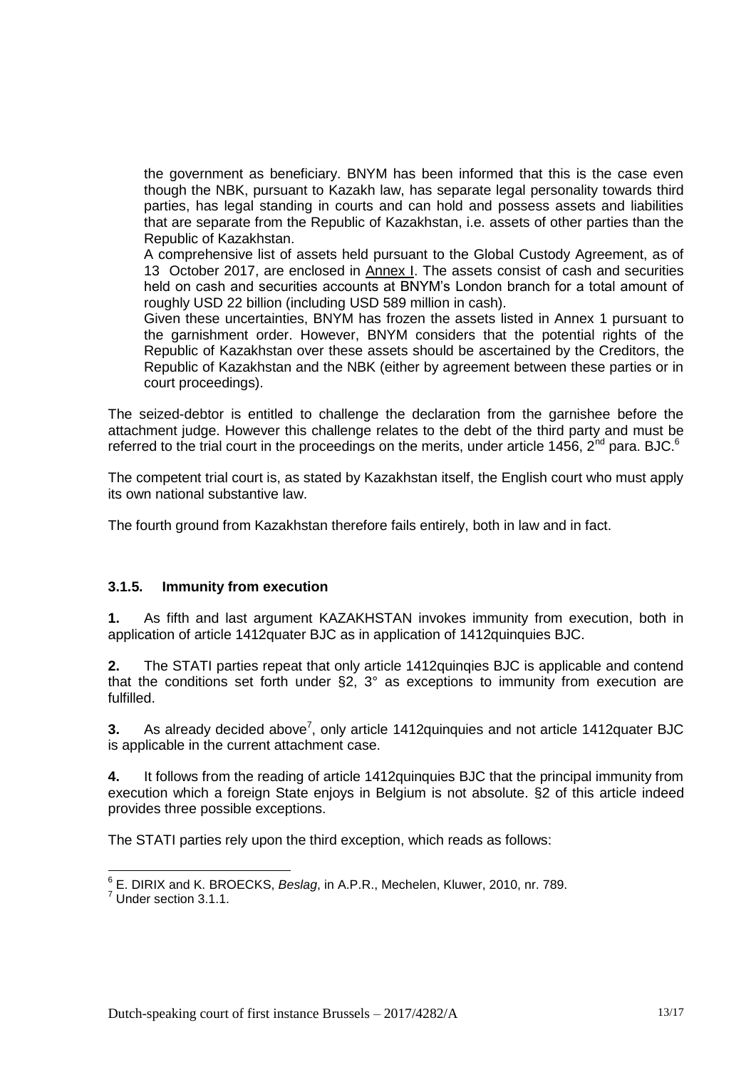> the government as beneficiary. BNYM has been informed that this is the case even though the NBK, pursuant to Kazakh law, has separate legal personality towards third parties, has legal standing in courts and can hold and possess assets and liabilities that are separate from the Republic of Kazakhstan, i.e. assets of other parties than the Republic of Kazakhstan.
>
> A comprehensive list of assets held pursuant to the Global Custody Agreement, as of 13 October 2017, are enclosed in Annex I. The assets consist of cash and securities held on cash and securities accounts at BNYM's London branch for a total amount of roughly USD 22 billion (including USD 589 million in cash).
>
> Given these uncertainties, BNYM has frozen the assets listed in Annex 1 pursuant to the garnishment order. However, BNYM considers that the potential rights of the Republic of Kazakhstan over these assets should be ascertained by the Creditors, the Republic of Kazakhstan and the NBK (either by agreement between these parties or in court proceedings).

The seized-debtor is entitled to challenge the declaration from the garnishee before the attachment judge. However this challenge relates to the debt of the third party and must be referred to the trial court in the proceedings on the merits, under article 1456, 2nd para. BJC.[6]

The competent trial court is, as stated by Kazakhstan itself, the English court who must apply its own national substantive law.

The fourth ground from Kazakhstan therefore fails entirely, both in law and in fact.

### 3.1.5. Immunity from execution

**1.** As fifth and last argument KAZAKHSTAN invokes immunity from execution, both in application of article 1412quater BJC as in application of 1412quinquies BJC.

**2.** The STATI parties repeat that only article 1412quinqies BJC is applicable and contend that the conditions set forth under §2, 3° as exceptions to immunity from execution are fulfilled.

**3.** As already decided above[7], only article 1412quinquies and not article 1412quater BJC is applicable in the current attachment case.

**4.** It follows from the reading of article 1412quinquies BJC that the principal immunity from execution which a foreign State enjoys in Belgium is not absolute. §2 of this article indeed provides three possible exceptions.

The STATI parties rely upon the third exception, which reads as follows:

---

[6] E. DIRIX and K. BROECKS, *Beslag*, in A.P.R., Mechelen, Kluwer, 2010, nr. 789.

[7] Under section 3.1.1.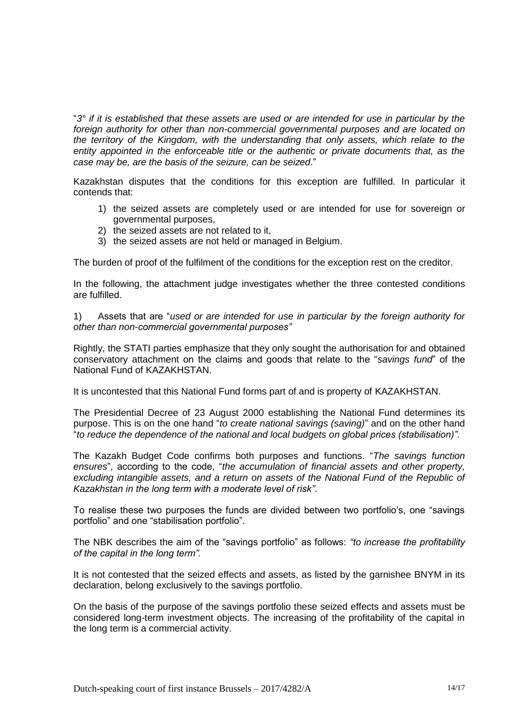"*3° if it is established that these assets are used or are intended for use in particular by the foreign authority for other than non-commercial governmental purposes and are located on the territory of the Kingdom, with the understanding that only assets, which relate to the entity appointed in the enforceable title or the authentic or private documents that, as the case may be, are the basis of the seizure, can be seized*."

Kazakhstan disputes that the conditions for this exception are fulfilled. In particular it contends that:

1) the seized assets are completely used or are intended for use for sovereign or governmental purposes,
2) the seized assets are not related to it,
3) the seized assets are not held or managed in Belgium.

The burden of proof of the fulfilment of the conditions for the exception rest on the creditor.

In the following, the attachment judge investigates whether the three contested conditions are fulfilled.

1) Assets that are "*used or are intended for use in particular by the foreign authority for other than non-commercial governmental purposes"*

Rightly, the STATI parties emphasize that they only sought the authorisation for and obtained conservatory attachment on the claims and goods that relate to the "*savings fund*" of the National Fund of KAZAKHSTAN.

It is uncontested that this National Fund forms part of and is property of KAZAKHSTAN.

The Presidential Decree of 23 August 2000 establishing the National Fund determines its purpose. This is on the one hand "*to create national savings (saving)*" and on the other hand "*to reduce the dependence of the national and local budgets on global prices (stabilisation)"*.

The Kazakh Budget Code confirms both purposes and functions. "*The savings function ensures*", according to the code, "*the accumulation of financial assets and other property, excluding intangible assets, and a return on assets of the National Fund of the Republic of Kazakhstan in the long term with a moderate level of risk"*.

To realise these two purposes the funds are divided between two portfolio's, one "savings portfolio" and one "stabilisation portfolio".

The NBK describes the aim of the "savings portfolio" as follows: *"to increase the profitability of the capital in the long term".*

It is not contested that the seized effects and assets, as listed by the garnishee BNYM in its declaration, belong exclusively to the savings portfolio.

On the basis of the purpose of the savings portfolio these seized effects and assets must be considered long-term investment objects. The increasing of the profitability of the capital in the long term is a commercial activity.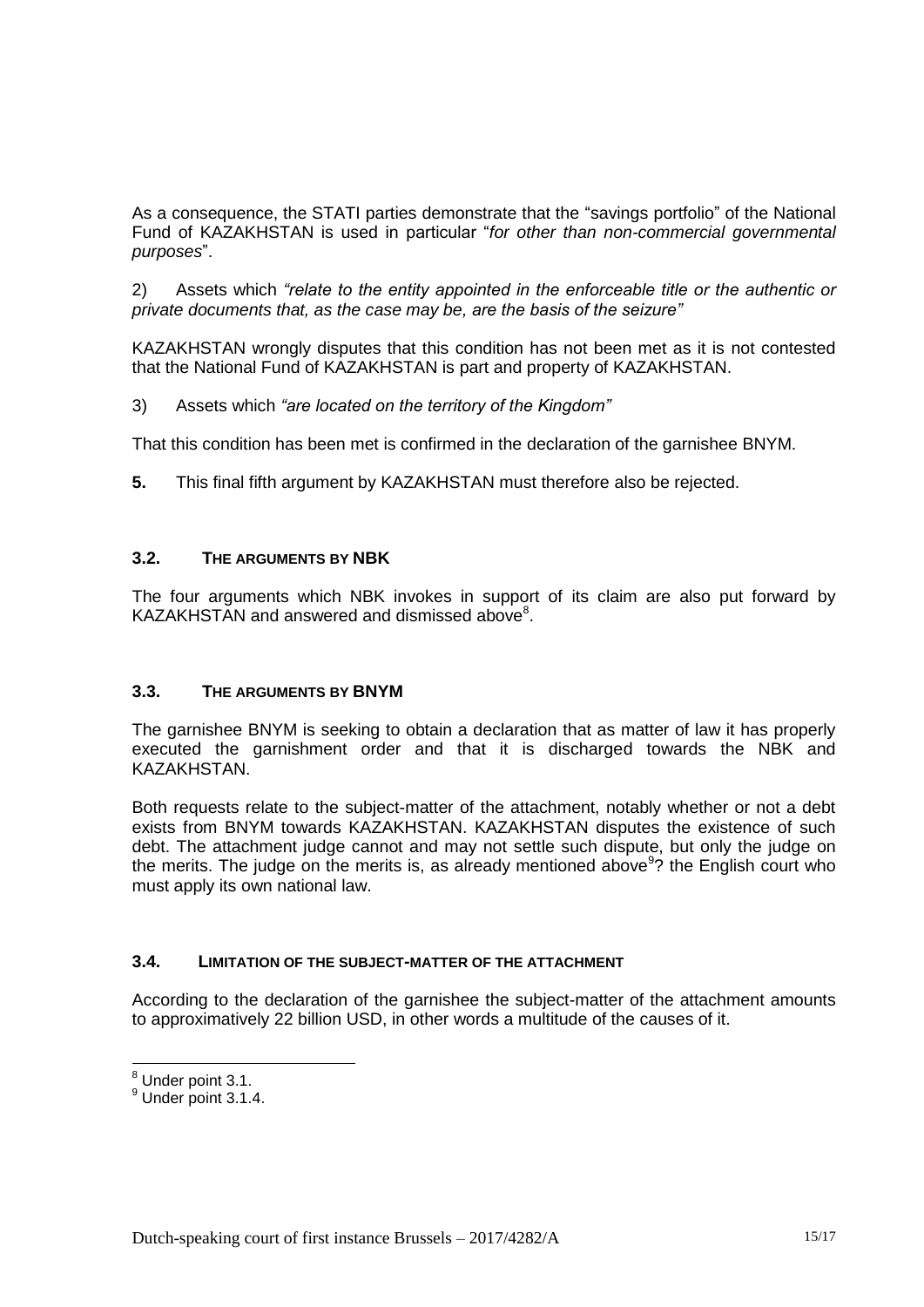As a consequence, the STATI parties demonstrate that the "savings portfolio" of the National Fund of KAZAKHSTAN is used in particular "*for other than non-commercial governmental purposes*".

2) Assets which *"relate to the entity appointed in the enforceable title or the authentic or private documents that, as the case may be, are the basis of the seizure"*

KAZAKHSTAN wrongly disputes that this condition has not been met as it is not contested that the National Fund of KAZAKHSTAN is part and property of KAZAKHSTAN.

3) Assets which *"are located on the territory of the Kingdom"*

That this condition has been met is confirmed in the declaration of the garnishee BNYM.

**5.** This final fifth argument by KAZAKHSTAN must therefore also be rejected.

### 3.2. THE ARGUMENTS BY NBK

The four arguments which NBK invokes in support of its claim are also put forward by KAZAKHSTAN and answered and dismissed above[8].

### 3.3. THE ARGUMENTS BY BNYM

The garnishee BNYM is seeking to obtain a declaration that as matter of law it has properly executed the garnishment order and that it is discharged towards the NBK and KAZAKHSTAN.

Both requests relate to the subject-matter of the attachment, notably whether or not a debt exists from BNYM towards KAZAKHSTAN. KAZAKHSTAN disputes the existence of such debt. The attachment judge cannot and may not settle such dispute, but only the judge on the merits. The judge on the merits is, as already mentioned above[9]? the English court who must apply its own national law.

### 3.4. LIMITATION OF THE SUBJECT-MATTER OF THE ATTACHMENT

According to the declaration of the garnishee the subject-matter of the attachment amounts to approximatively 22 billion USD, in other words a multitude of the causes of it.

---

[8] Under point 3.1.

[9] Under point 3.1.4.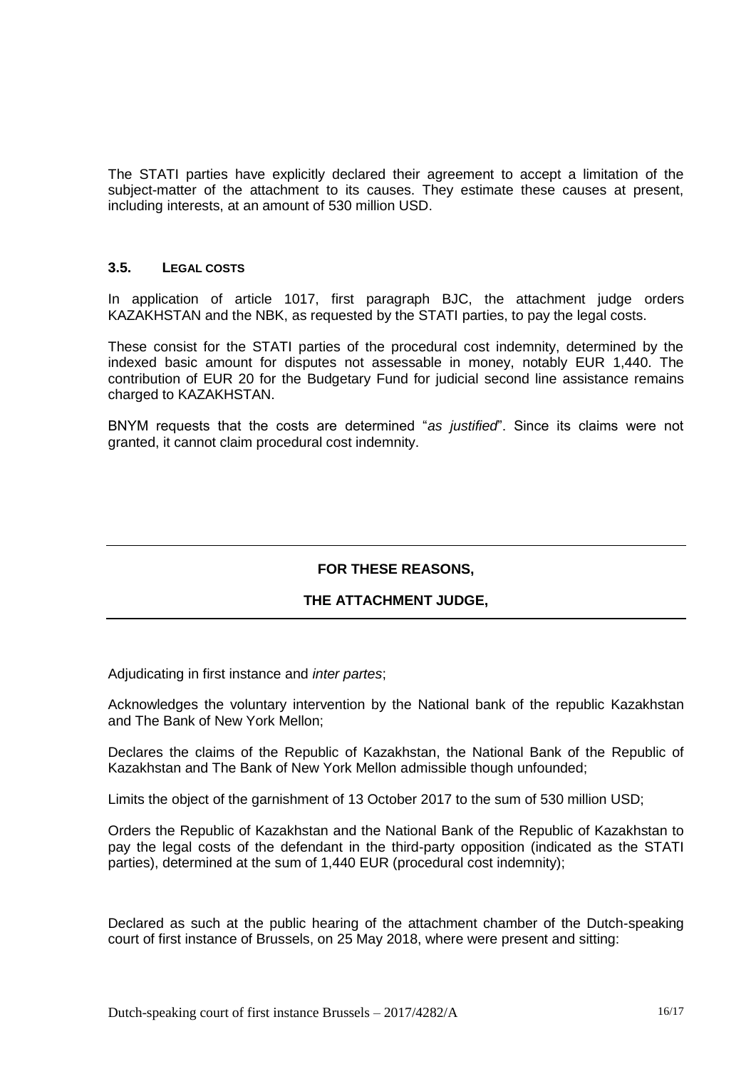The STATI parties have explicitly declared their agreement to accept a limitation of the subject-matter of the attachment to its causes. They estimate these causes at present, including interests, at an amount of 530 million USD.

### 3.5. LEGAL COSTS

In application of article 1017, first paragraph BJC, the attachment judge orders KAZAKHSTAN and the NBK, as requested by the STATI parties, to pay the legal costs.

These consist for the STATI parties of the procedural cost indemnity, determined by the indexed basic amount for disputes not assessable in money, notably EUR 1,440. The contribution of EUR 20 for the Budgetary Fund for judicial second line assistance remains charged to KAZAKHSTAN.

BNYM requests that the costs are determined "*as justified*". Since its claims were not granted, it cannot claim procedural cost indemnity.

---

**FOR THESE REASONS,**

**THE ATTACHMENT JUDGE,**

---

Adjudicating in first instance and *inter partes*;

Acknowledges the voluntary intervention by the National bank of the republic Kazakhstan and The Bank of New York Mellon;

Declares the claims of the Republic of Kazakhstan, the National Bank of the Republic of Kazakhstan and The Bank of New York Mellon admissible though unfounded;

Limits the object of the garnishment of 13 October 2017 to the sum of 530 million USD;

Orders the Republic of Kazakhstan and the National Bank of the Republic of Kazakhstan to pay the legal costs of the defendant in the third-party opposition (indicated as the STATI parties), determined at the sum of 1,440 EUR (procedural cost indemnity);

Declared as such at the public hearing of the attachment chamber of the Dutch-speaking court of first instance of Brussels, on 25 May 2018, where were present and sitting: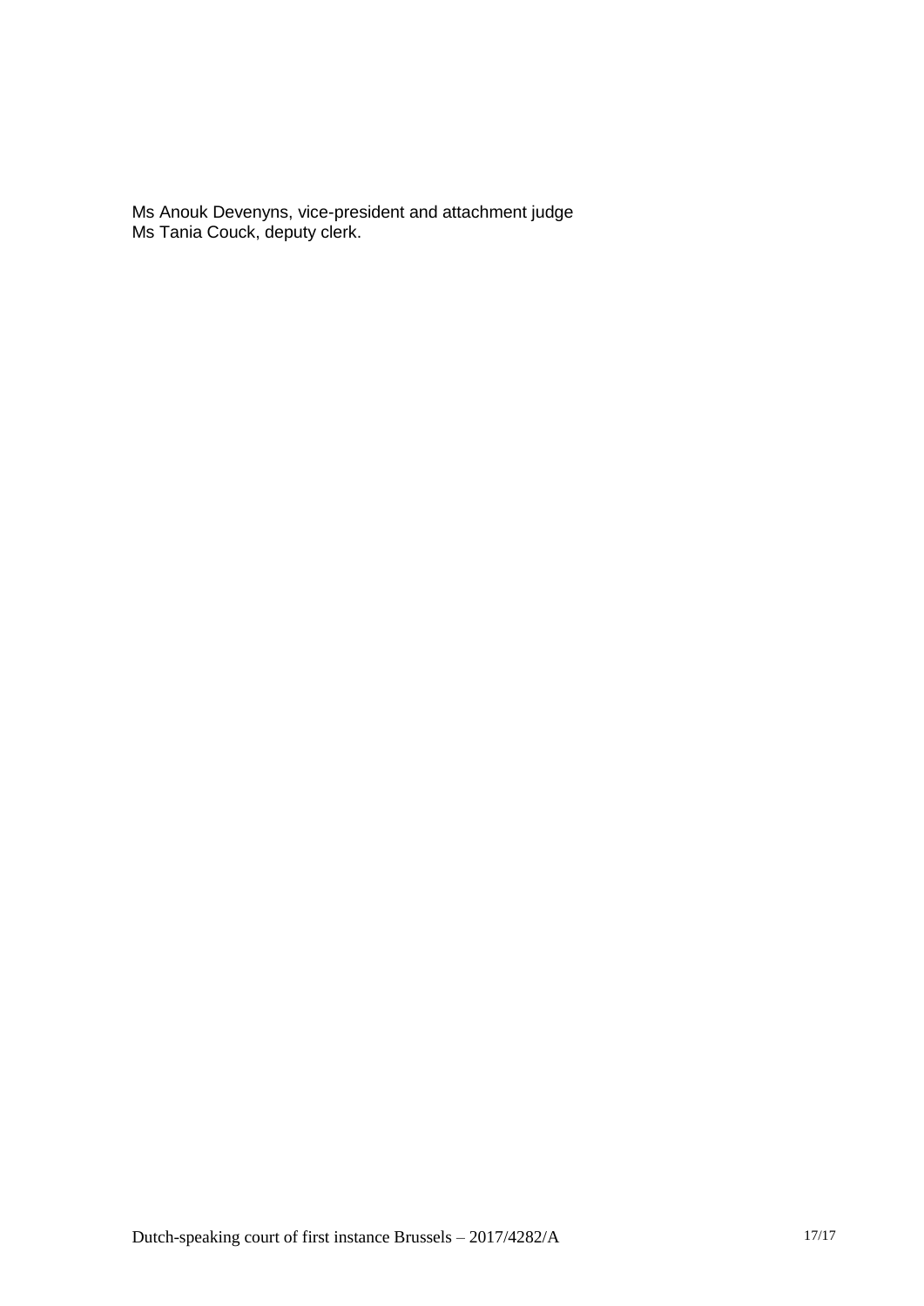Ms Anouk Devenyns, vice-president and attachment judge
Ms Tania Couck, deputy clerk.